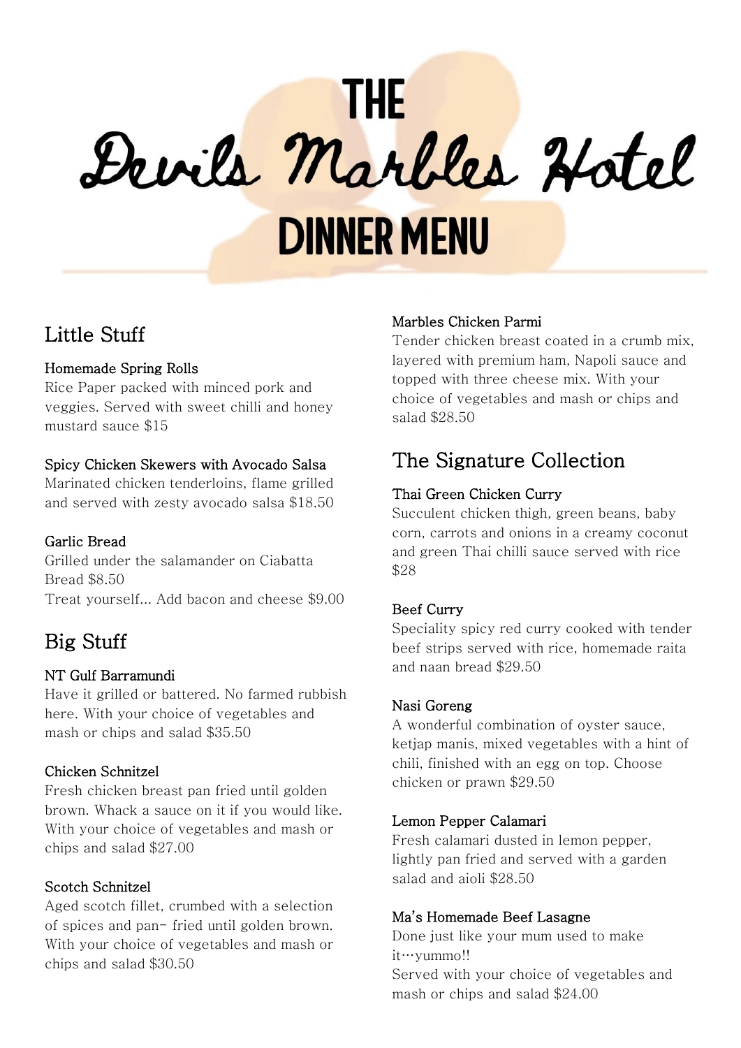# THE Devils Marbles Hotel

## DINNER MENU

## Little Stuff

### Homemade Spring Rolls
Rice Paper packed with minced pork and veggies. Served with sweet chilli and honey mustard sauce $15

### Spicy Chicken Skewers with Avocado Salsa
Marinated chicken tenderloins, flame grilled and served with zesty avocado salsa $18.50

### Garlic Bread
Grilled under the salamander on Ciabatta Bread $8.50
Treat yourself... Add bacon and cheese $9.00

## Big Stuff

### NT Gulf Barramundi
Have it grilled or battered. No farmed rubbish here. With your choice of vegetables and mash or chips and salad $35.50

### Chicken Schnitzel
Fresh chicken breast pan fried until golden brown. Whack a sauce on it if you would like. With your choice of vegetables and mash or chips and salad $27.00

### Scotch Schnitzel
Aged scotch fillet, crumbed with a selection of spices and pan- fried until golden brown. With your choice of vegetables and mash or chips and salad $30.50

### Marbles Chicken Parmi
Tender chicken breast coated in a crumb mix, layered with premium ham, Napoli sauce and topped with three cheese mix. With your choice of vegetables and mash or chips and salad $28.50

## The Signature Collection

### Thai Green Chicken Curry
Succulent chicken thigh, green beans, baby corn, carrots and onions in a creamy coconut and green Thai chilli sauce served with rice $28

### Beef Curry
Speciality spicy red curry cooked with tender beef strips served with rice, homemade raita and naan bread $29.50

### Nasi Goreng
A wonderful combination of oyster sauce, ketjap manis, mixed vegetables with a hint of chili, finished with an egg on top. Choose chicken or prawn $29.50

### Lemon Pepper Calamari
Fresh calamari dusted in lemon pepper, lightly pan fried and served with a garden salad and aioli $28.50

### Ma's Homemade Beef Lasagne
Done just like your mum used to make it…yummo!!
Served with your choice of vegetables and mash or chips and salad $24.00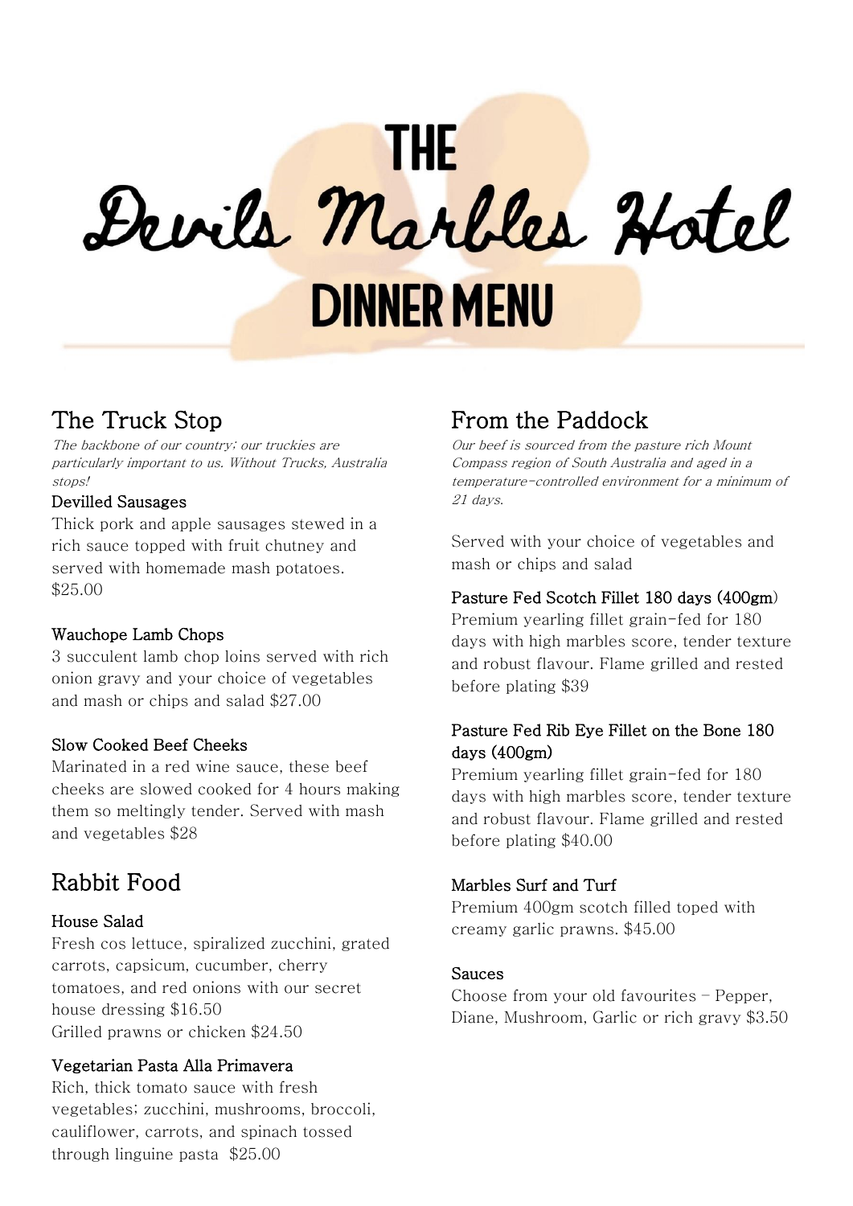# THE Devils Marbles Hotel

# DINNER MENU

## The Truck Stop

*The backbone of our country; our truckies are particularly important to us. Without Trucks, Australia stops!*

### Devilled Sausages

Thick pork and apple sausages stewed in a rich sauce topped with fruit chutney and served with homemade mash potatoes. $25.00

### Wauchope Lamb Chops

3 succulent lamb chop loins served with rich onion gravy and your choice of vegetables and mash or chips and salad $27.00

### Slow Cooked Beef Cheeks

Marinated in a red wine sauce, these beef cheeks are slowed cooked for 4 hours making them so meltingly tender. Served with mash and vegetables $28

## Rabbit Food

### House Salad

Fresh cos lettuce, spiralized zucchini, grated carrots, capsicum, cucumber, cherry tomatoes, and red onions with our secret house dressing $16.50
Grilled prawns or chicken $24.50

### Vegetarian Pasta Alla Primavera

Rich, thick tomato sauce with fresh vegetables; zucchini, mushrooms, broccoli, cauliflower, carrots, and spinach tossed through linguine pasta $25.00

## From the Paddock

*Our beef is sourced from the pasture rich Mount Compass region of South Australia and aged in a temperature-controlled environment for a minimum of 21 days.*

Served with your choice of vegetables and mash or chips and salad

### Pasture Fed Scotch Fillet 180 days (400gm)

Premium yearling fillet grain-fed for 180 days with high marbles score, tender texture and robust flavour. Flame grilled and rested before plating $39

### Pasture Fed Rib Eye Fillet on the Bone 180 days (400gm)

Premium yearling fillet grain-fed for 180 days with high marbles score, tender texture and robust flavour. Flame grilled and rested before plating $40.00

### Marbles Surf and Turf

Premium 400gm scotch filled toped with creamy garlic prawns. $45.00

### Sauces

Choose from your old favourites – Pepper, Diane, Mushroom, Garlic or rich gravy $3.50